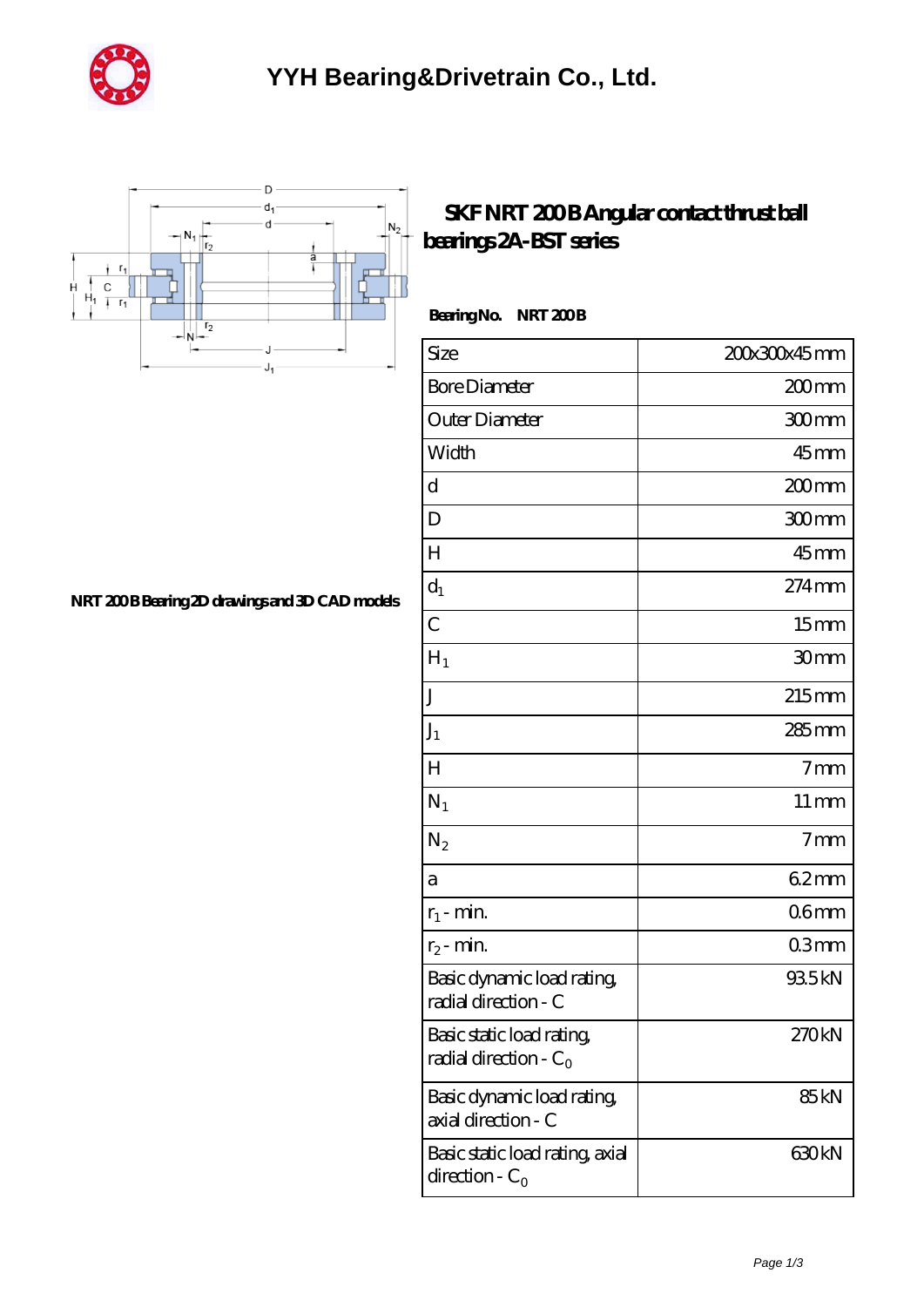# YYH Bearing&Drivetrain Co., Ltd.

## SKF NRT 200 B Angular contact thrust ball bearings 2A-BST series

NRT 200 B Bearing 2D drawings and 3D CAD models

**Bearing No. NRT 200 B**

| Size | 200x300x45 mm |
|---|---|
| Bore Diameter | 200 mm |
| Outer Diameter | 300 mm |
| Width | 45 mm |
| d | 200 mm |
| D | 300 mm |
| H | 45 mm |
| $d_1$ | 274 mm |
| C | 15 mm |
| $H_1$ | 30 mm |
| J | 215 mm |
| $J_1$ | 285 mm |
| H | 7 mm |
| $N_1$ | 11 mm |
| $N_2$ | 7 mm |
| a | 6.2 mm |
| $r_1$ - min. | 0.6 mm |
| $r_2$ - min. | 0.3 mm |
| Basic dynamic load rating, radial direction - C | 93.5 kN |
| Basic static load rating, radial direction - $C_0$ | 270 kN |
| Basic dynamic load rating, axial direction - C | 85 kN |
| Basic static load rating, axial direction - $C_0$ | 630 kN |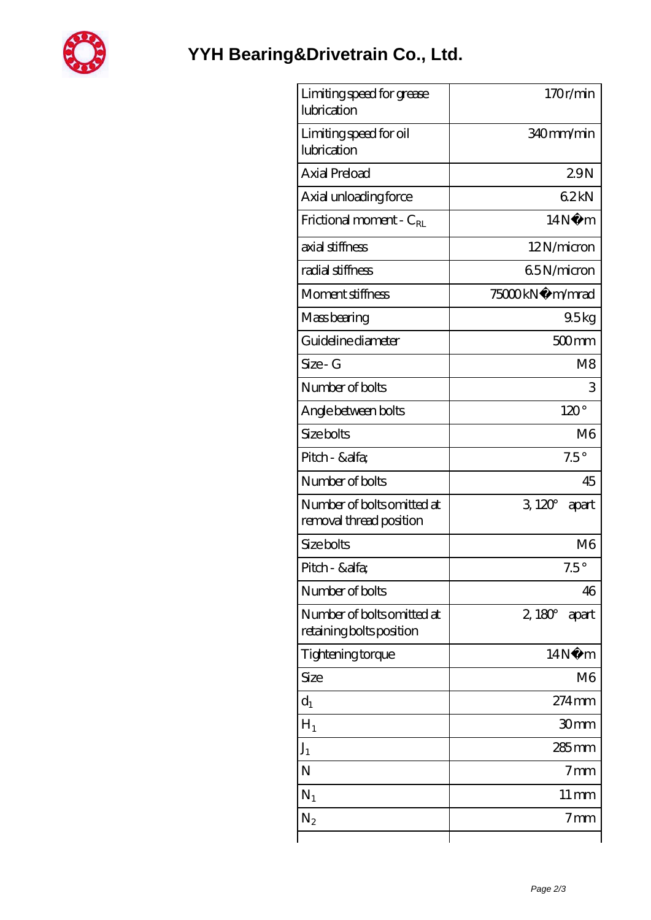# YYH Bearing&Drivetrain Co., Ltd.

| | |
|---|---|
| Limiting speed for grease lubrication | 170 r/min |
| Limiting speed for oil lubrication | 340 mm/min |
| Axial Preload | 2.9 N |
| Axial unloading force | 6.2 kN |
| Frictional moment - $C_{RL}$ | 14 N�m |
| axial stiffness | 12 N/micron |
| radial stiffness | 6.5 N/micron |
| Moment stiffness | 75000 kN�m/mrad |
| Mass bearing | 9.5 kg |
| Guideline diameter | 500 mm |
| Size - G | M8 |
| Number of bolts | 3 |
| Angle between bolts | 120 ° |
| Size bolts | M6 |
| Pitch - &alfa; | 7.5 ° |
| Number of bolts | 45 |
| Number of bolts omitted at removal thread position | 3, 120° apart |
| Size bolts | M6 |
| Pitch - &alfa; | 7.5 ° |
| Number of bolts | 46 |
| Number of bolts omitted at retaining bolts position | 2, 180° apart |
| Tightening torque | 14 N�m |
| Size | M6 |
| $d_1$ | 274 mm |
| $H_1$ | 30 mm |
| $J_1$ | 285 mm |
| N | 7 mm |
| $N_1$ | 11 mm |
| $N_2$ | 7 mm |
| | |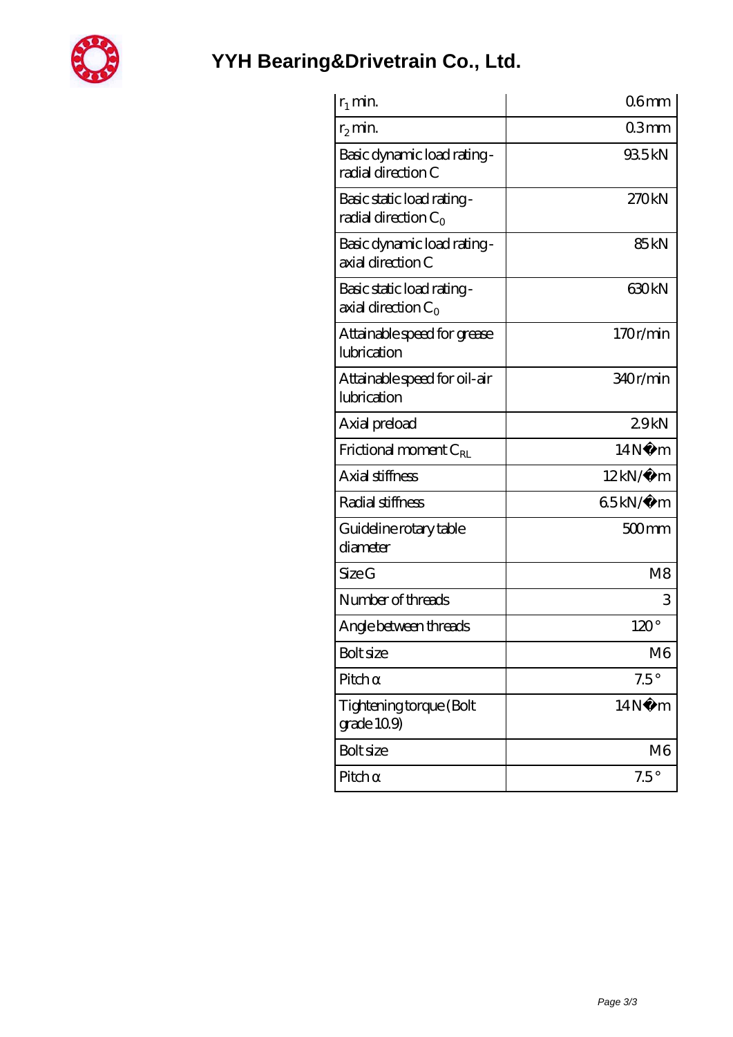# YYH Bearing&Drivetrain Co., Ltd.

| | |
|---|---|
| $r_1$ min. | 0.6 mm |
| $r_2$ min. | 0.3 mm |
| Basic dynamic load rating - radial direction C | 93.5 kN |
| Basic static load rating - radial direction $C_0$ | 270 kN |
| Basic dynamic load rating - axial direction C | 85 kN |
| Basic static load rating - axial direction $C_0$ | 630 kN |
| Attainable speed for grease lubrication | 170 r/min |
| Attainable speed for oil-air lubrication | 340 r/min |
| Axial preload | 2.9 kN |
| Frictional moment $C_{RL}$ | 14 N�m |
| Axial stiffness | 12 kN/�m |
| Radial stiffness | 6.5 kN/�m |
| Guideline rotary table diameter | 500 mm |
| Size G | M8 |
| Number of threads | 3 |
| Angle between threads | 120 ° |
| Bolt size | M6 |
| Pitch α | 7.5 ° |
| Tightening torque (Bolt grade 10.9) | 14 N�m |
| Bolt size | M6 |
| Pitch α | 7.5 ° |